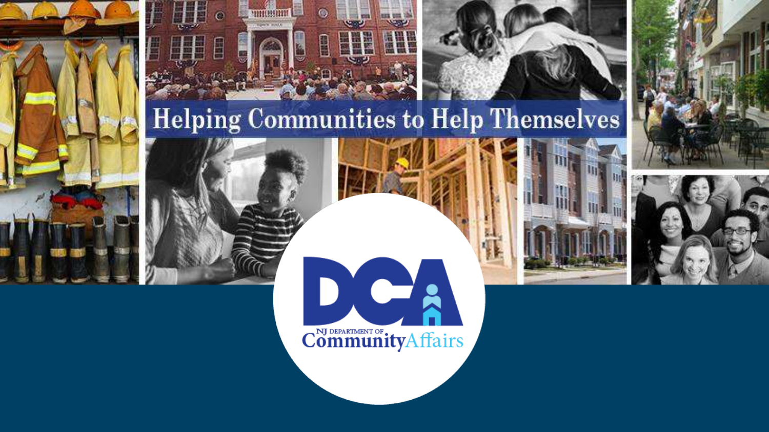# Helping Communities to Help Themselves

NJ DEPARTMENT OF Community Affairs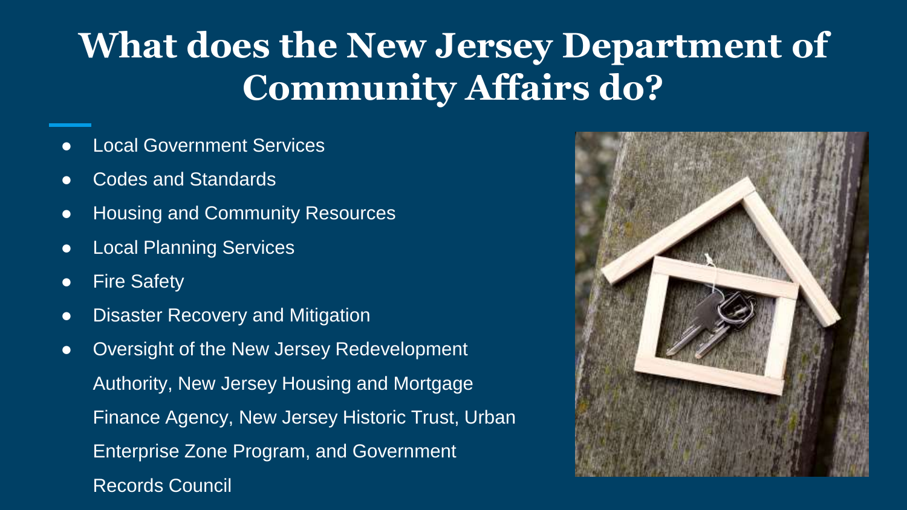# What does the New Jersey Department of Community Affairs do?

- Local Government Services
- Codes and Standards
- Housing and Community Resources
- Local Planning Services
- Fire Safety
- Disaster Recovery and Mitigation
- Oversight of the New Jersey Redevelopment Authority, New Jersey Housing and Mortgage Finance Agency, New Jersey Historic Trust, Urban Enterprise Zone Program, and Government Records Council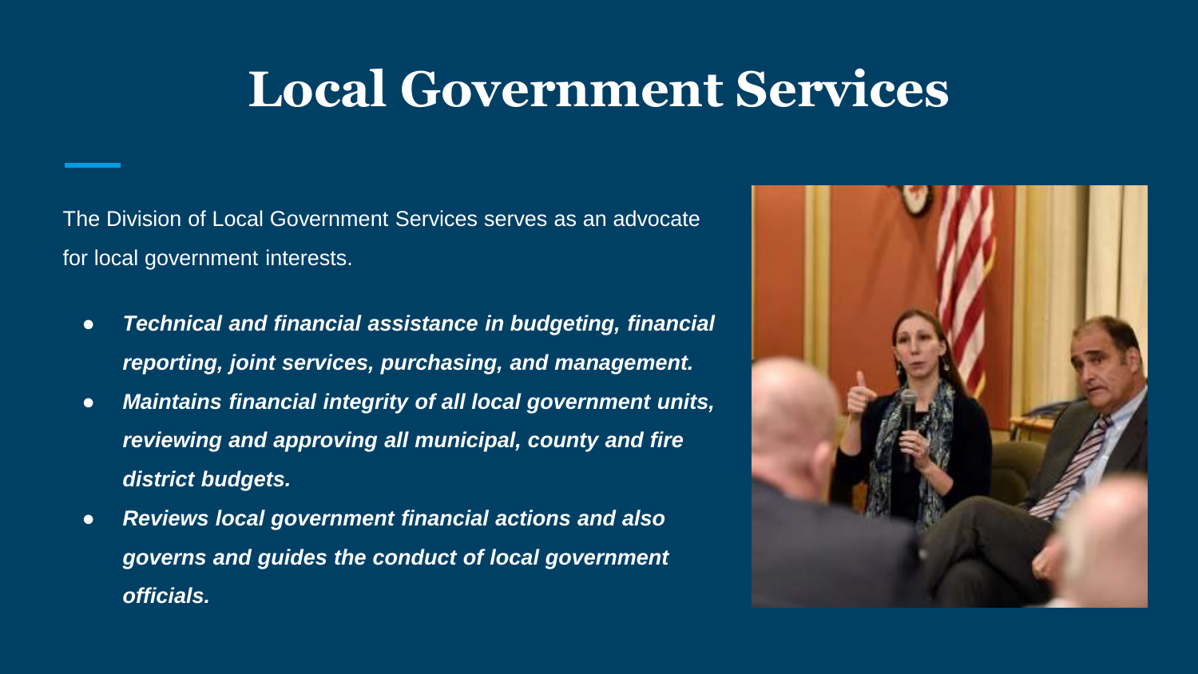# Local Government Services

The Division of Local Government Services serves as an advocate for local government interests.

- ***Technical and financial assistance in budgeting, financial reporting, joint services, purchasing, and management.***
- ***Maintains financial integrity of all local government units, reviewing and approving all municipal, county and fire district budgets.***
- ***Reviews local government financial actions and also governs and guides the conduct of local government officials.***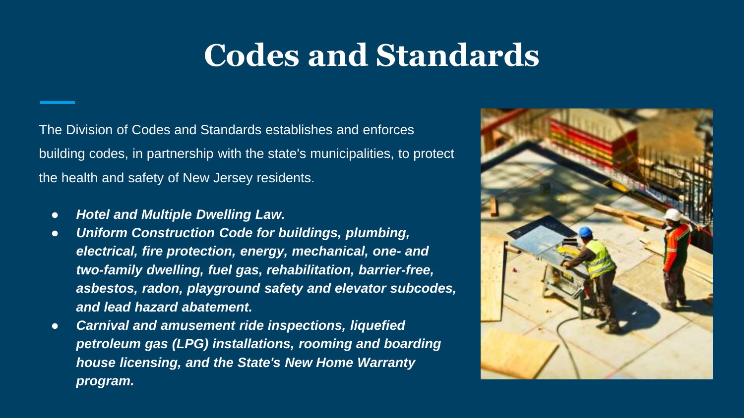# Codes and Standards

The Division of Codes and Standards establishes and enforces building codes, in partnership with the state's municipalities, to protect the health and safety of New Jersey residents.

- ***Hotel and Multiple Dwelling Law.***
- ***Uniform Construction Code for buildings, plumbing, electrical, fire protection, energy, mechanical, one- and two-family dwelling, fuel gas, rehabilitation, barrier-free, asbestos, radon, playground safety and elevator subcodes, and lead hazard abatement.***
- ***Carnival and amusement ride inspections, liquefied petroleum gas (LPG) installations, rooming and boarding house licensing, and the State's New Home Warranty program.***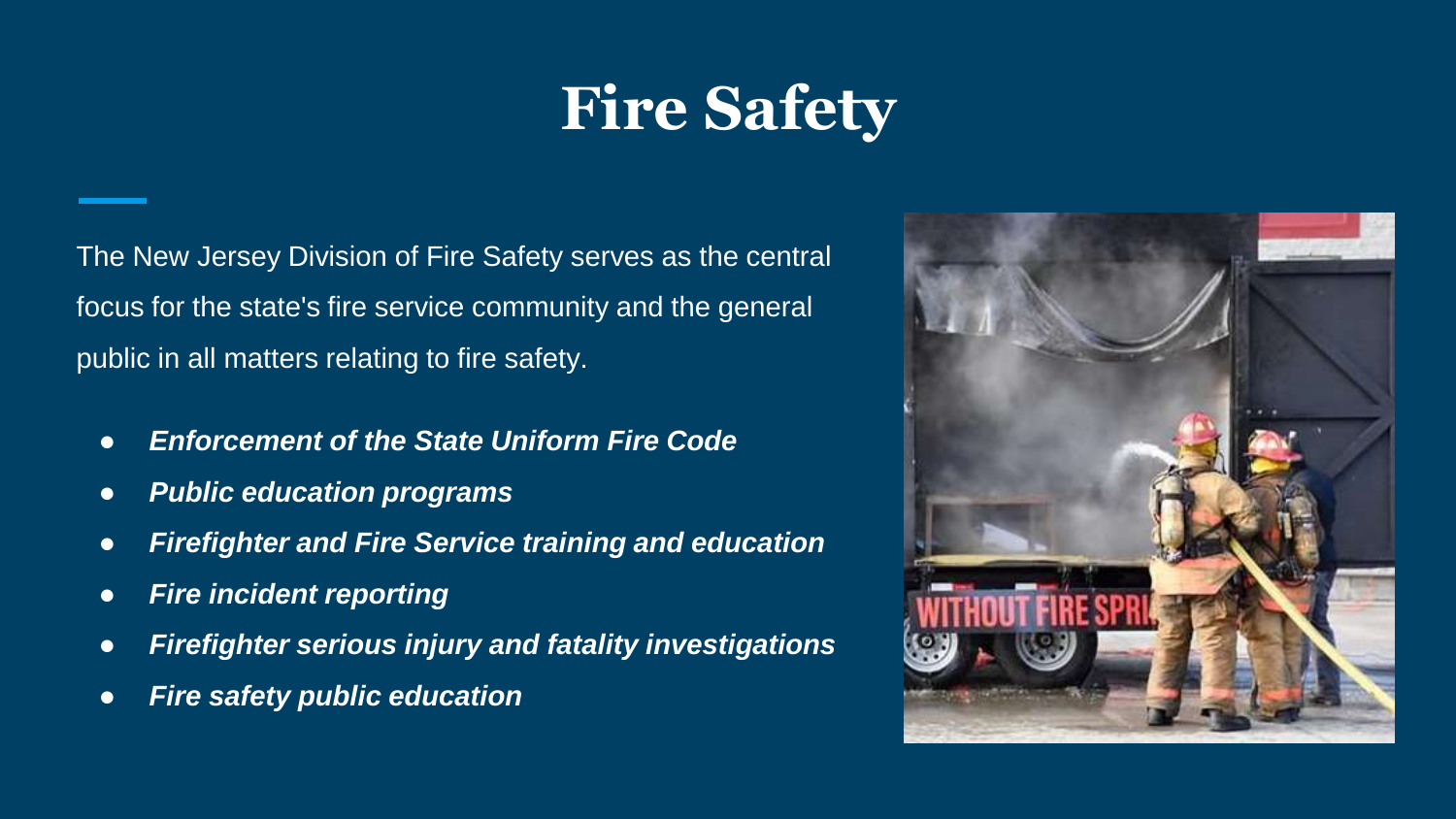# Fire Safety

The New Jersey Division of Fire Safety serves as the central focus for the state's fire service community and the general public in all matters relating to fire safety.

- ***Enforcement of the State Uniform Fire Code***
- ***Public education programs***
- ***Firefighter and Fire Service training and education***
- ***Fire incident reporting***
- ***Firefighter serious injury and fatality investigations***
- ***Fire safety public education***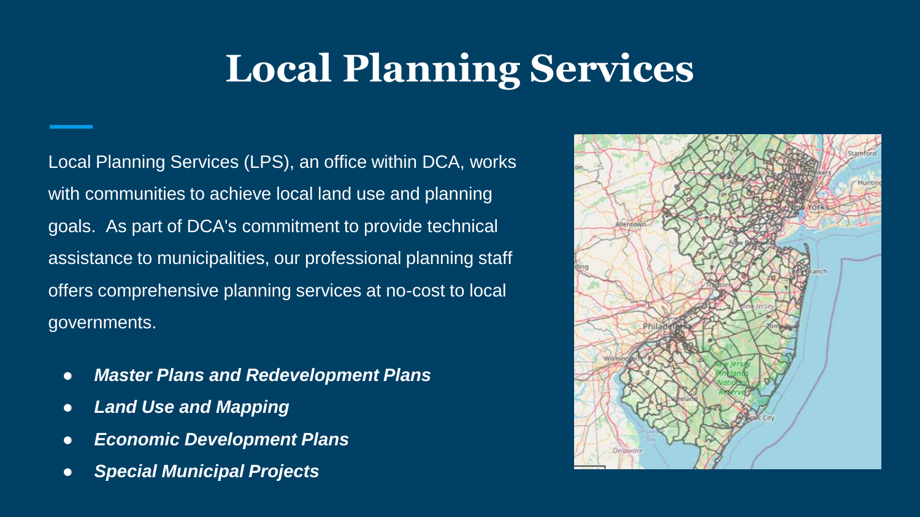# Local Planning Services

Local Planning Services (LPS), an office within DCA, works with communities to achieve local land use and planning goals. As part of DCA's commitment to provide technical assistance to municipalities, our professional planning staff offers comprehensive planning services at no-cost to local governments.

- ***Master Plans and Redevelopment Plans***
- ***Land Use and Mapping***
- ***Economic Development Plans***
- ***Special Municipal Projects***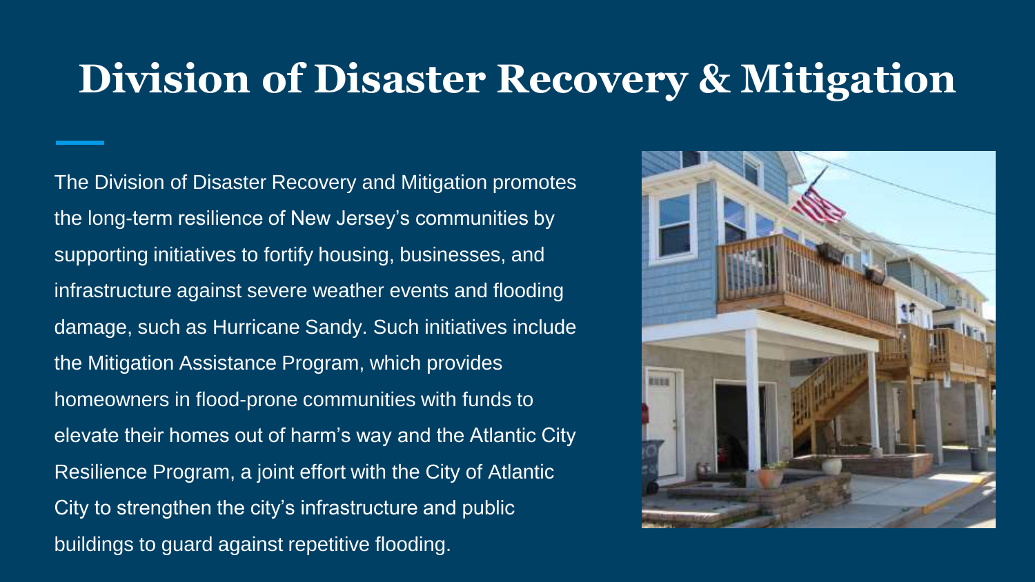# Division of Disaster Recovery & Mitigation

The Division of Disaster Recovery and Mitigation promotes the long-term resilience of New Jersey's communities by supporting initiatives to fortify housing, businesses, and infrastructure against severe weather events and flooding damage, such as Hurricane Sandy. Such initiatives include the Mitigation Assistance Program, which provides homeowners in flood-prone communities with funds to elevate their homes out of harm's way and the Atlantic City Resilience Program, a joint effort with the City of Atlantic City to strengthen the city's infrastructure and public buildings to guard against repetitive flooding.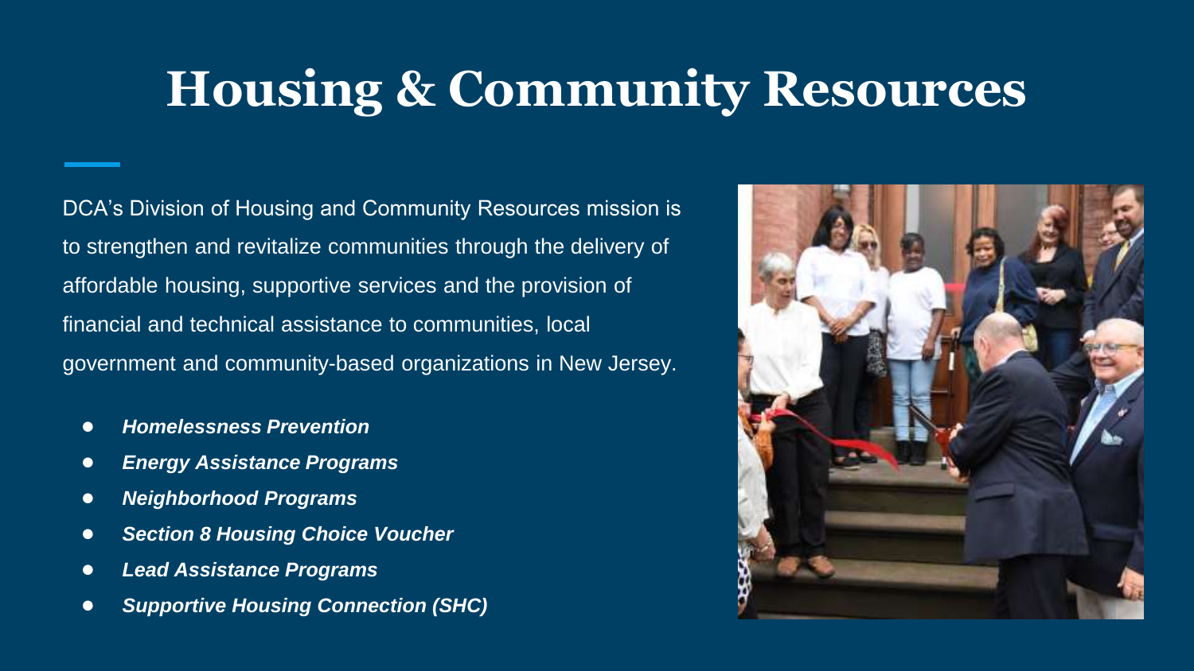# Housing & Community Resources

DCA’s Division of Housing and Community Resources mission is to strengthen and revitalize communities through the delivery of affordable housing, supportive services and the provision of financial and technical assistance to communities, local government and community-based organizations in New Jersey.

- ***Homelessness Prevention***
- ***Energy Assistance Programs***
- ***Neighborhood Programs***
- ***Section 8 Housing Choice Voucher***
- ***Lead Assistance Programs***
- ***Supportive Housing Connection (SHC)***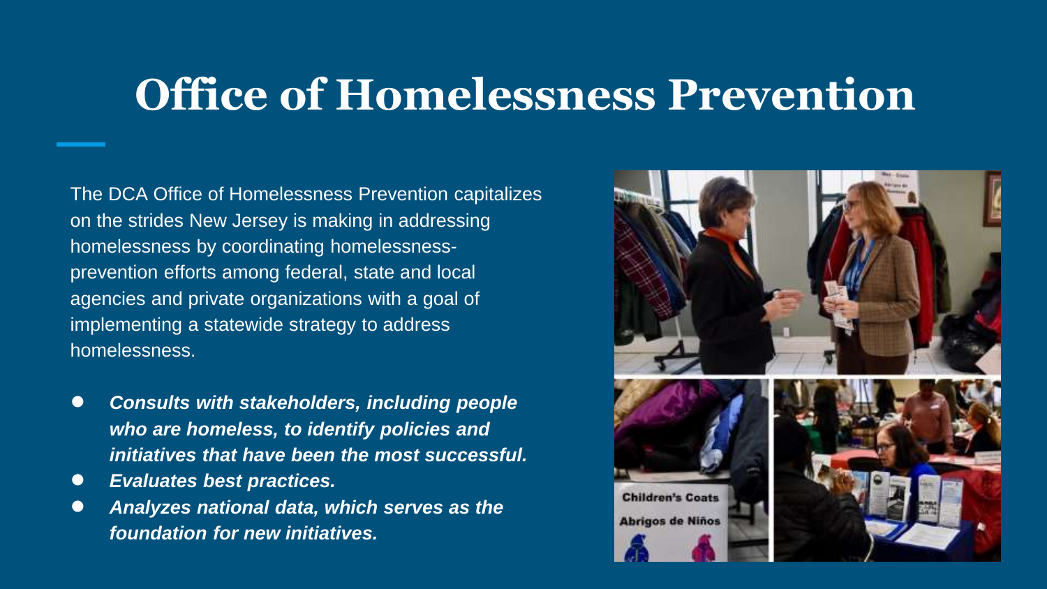# Office of Homelessness Prevention

The DCA Office of Homelessness Prevention capitalizes on the strides New Jersey is making in addressing homelessness by coordinating homelessness-prevention efforts among federal, state and local agencies and private organizations with a goal of implementing a statewide strategy to address homelessness.

- ***Consults with stakeholders, including people who are homeless, to identify policies and initiatives that have been the most successful.***
- ***Evaluates best practices.***
- ***Analyzes national data, which serves as the foundation for new initiatives.***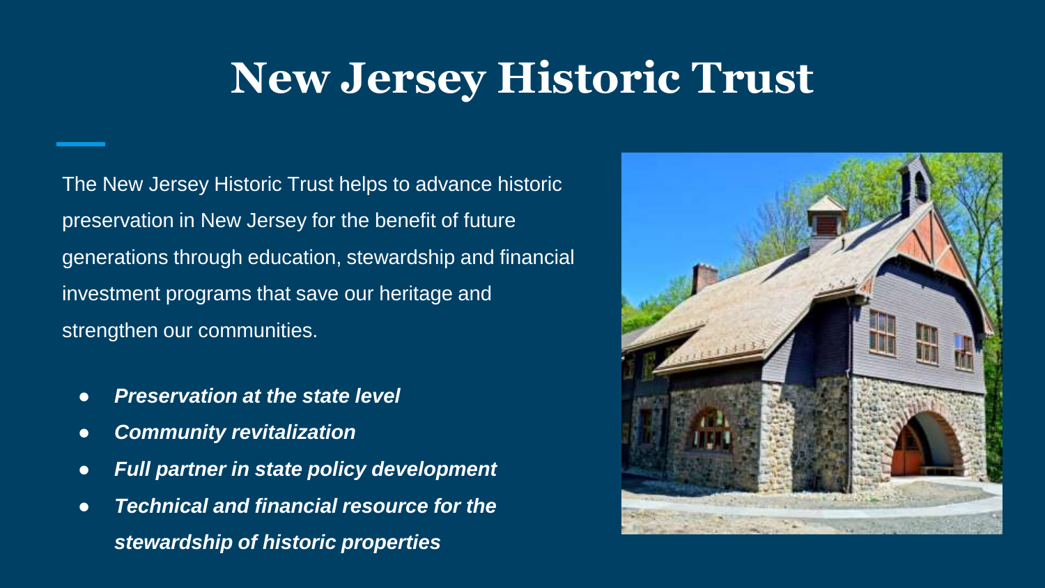# New Jersey Historic Trust

The New Jersey Historic Trust helps to advance historic preservation in New Jersey for the benefit of future generations through education, stewardship and financial investment programs that save our heritage and strengthen our communities.

- ***Preservation at the state level***
- ***Community revitalization***
- ***Full partner in state policy development***
- ***Technical and financial resource for the stewardship of historic properties***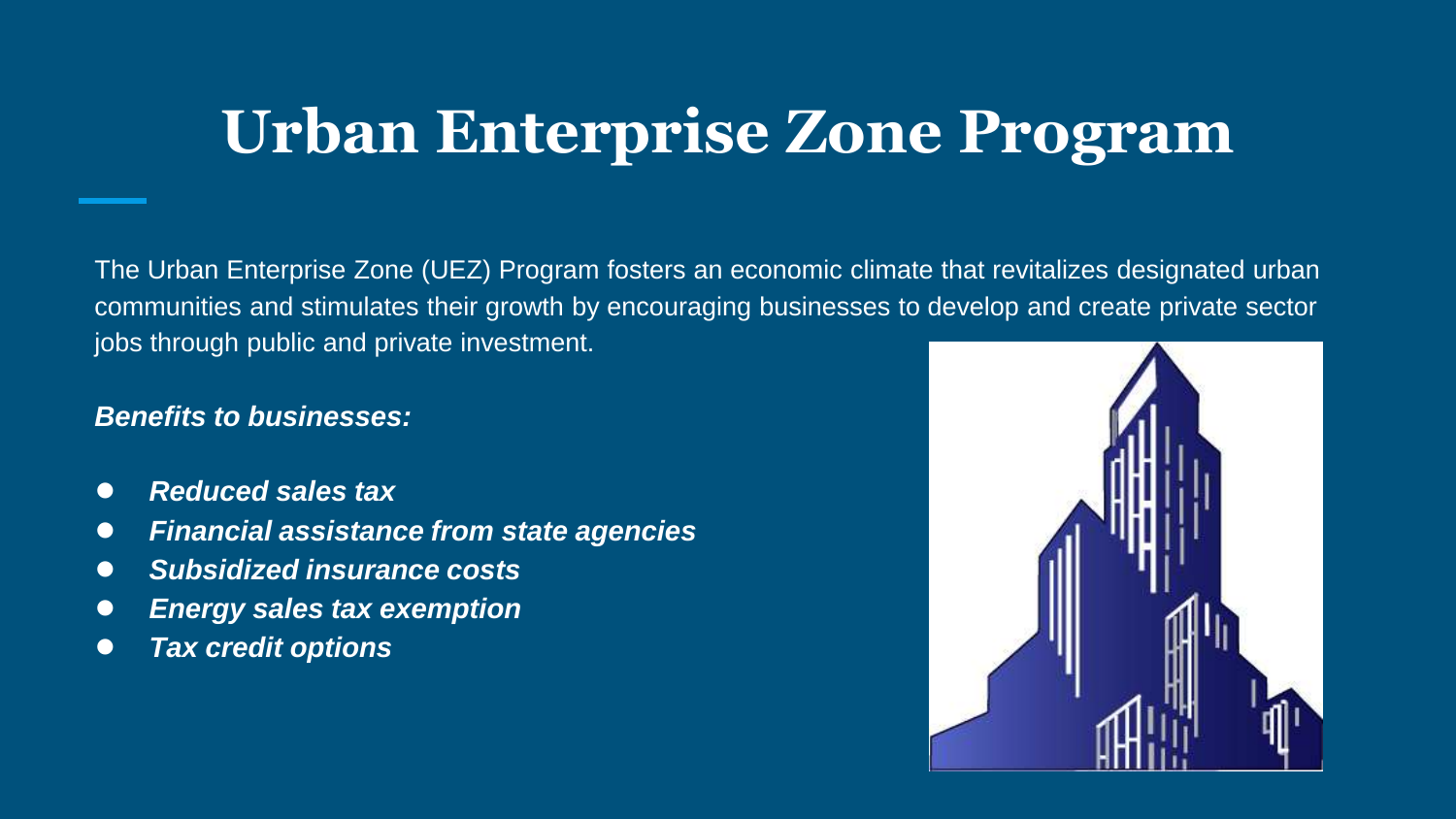# Urban Enterprise Zone Program

The Urban Enterprise Zone (UEZ) Program fosters an economic climate that revitalizes designated urban communities and stimulates their growth by encouraging businesses to develop and create private sector jobs through public and private investment.

***Benefits to businesses:***

- ***Reduced sales tax***
- ***Financial assistance from state agencies***
- ***Subsidized insurance costs***
- ***Energy sales tax exemption***
- ***Tax credit options***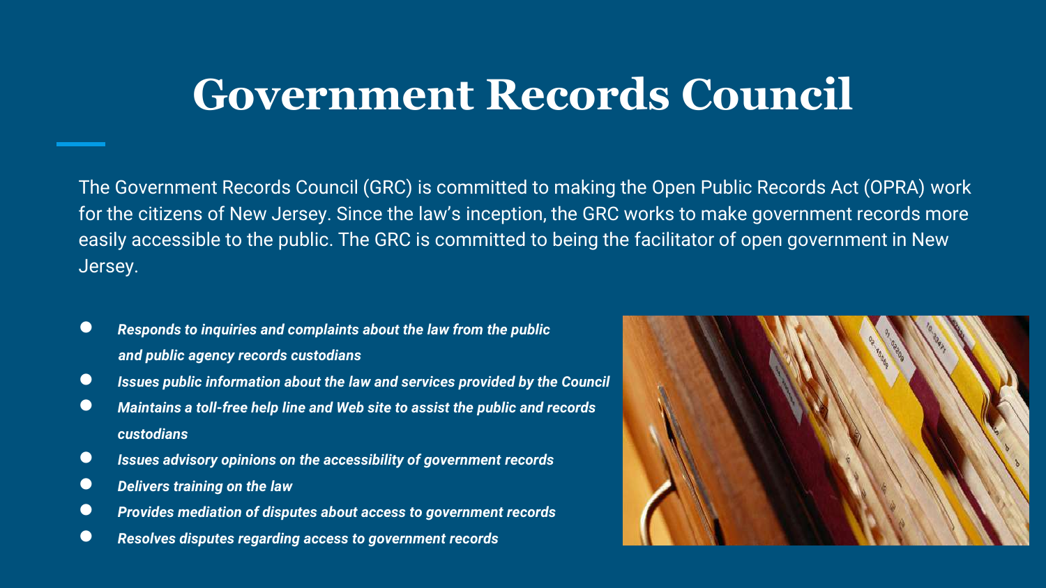# Government Records Council

The Government Records Council (GRC) is committed to making the Open Public Records Act (OPRA) work for the citizens of New Jersey. Since the law's inception, the GRC works to make government records more easily accessible to the public. The GRC is committed to being the facilitator of open government in New Jersey.

- ***Responds to inquiries and complaints about the law from the public and public agency records custodians***
- ***Issues public information about the law and services provided by the Council***
- ***Maintains a toll-free help line and Web site to assist the public and records custodians***
- ***Issues advisory opinions on the accessibility of government records***
- ***Delivers training on the law***
- ***Provides mediation of disputes about access to government records***
- ***Resolves disputes regarding access to government records***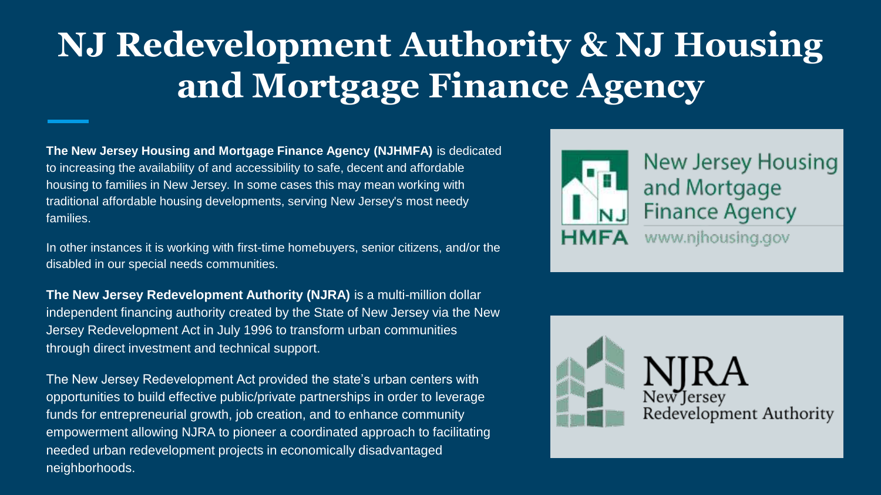# NJ Redevelopment Authority & NJ Housing and Mortgage Finance Agency

**The New Jersey Housing and Mortgage Finance Agency (NJHMFA)** is dedicated to increasing the availability of and accessibility to safe, decent and affordable housing to families in New Jersey. In some cases this may mean working with traditional affordable housing developments, serving New Jersey's most needy families.

In other instances it is working with first-time homebuyers, senior citizens, and/or the disabled in our special needs communities.

**The New Jersey Redevelopment Authority (NJRA)** is a multi-million dollar independent financing authority created by the State of New Jersey via the New Jersey Redevelopment Act in July 1996 to transform urban communities through direct investment and technical support.

The New Jersey Redevelopment Act provided the state's urban centers with opportunities to build effective public/private partnerships in order to leverage funds for entrepreneurial growth, job creation, and to enhance community empowerment allowing NJRA to pioneer a coordinated approach to facilitating needed urban redevelopment projects in economically disadvantaged neighborhoods.

New Jersey Housing and Mortgage Finance Agency
NJ HMFA
www.njhousing.gov

NJRA
New Jersey Redevelopment Authority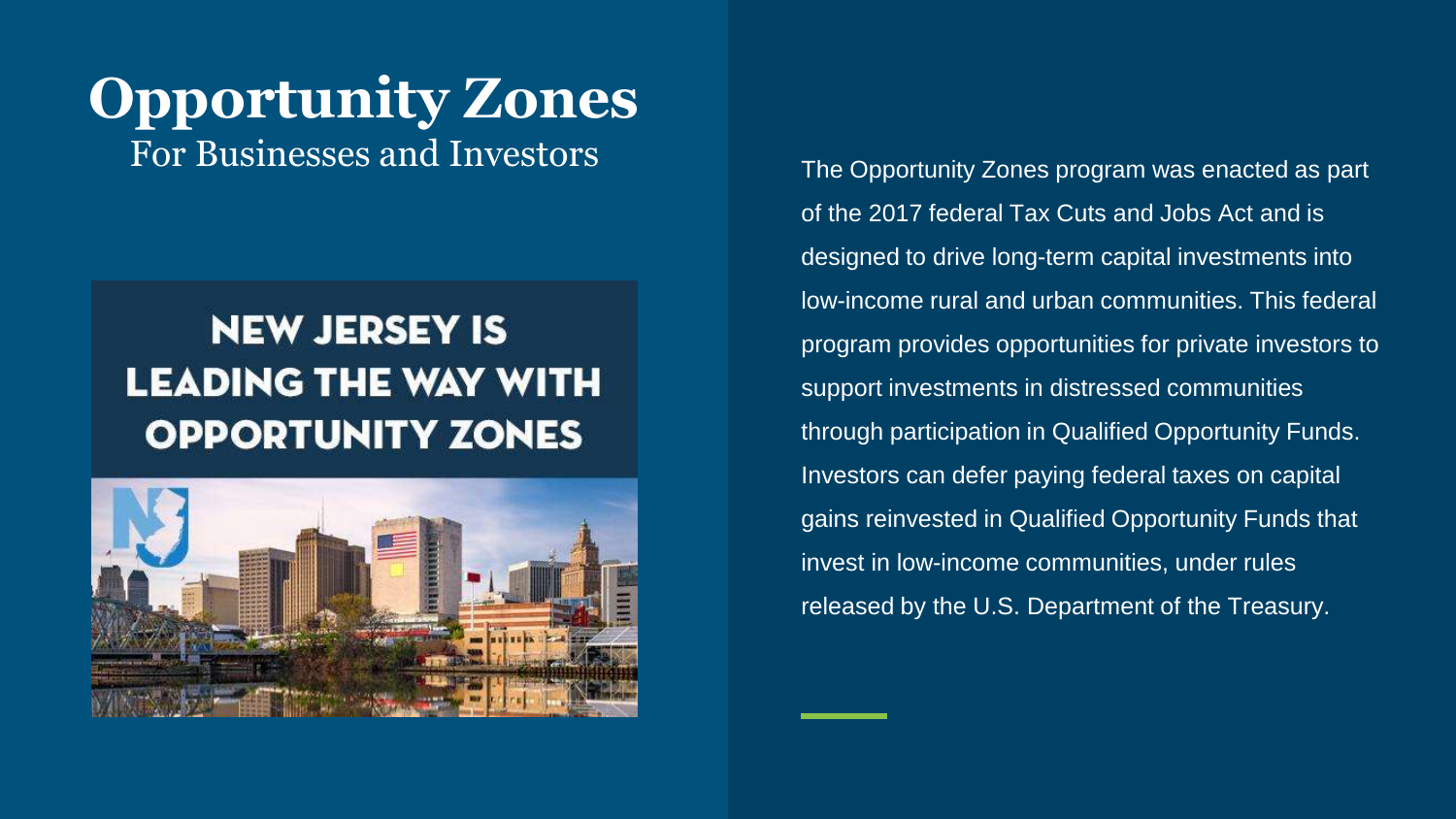# Opportunity Zones

For Businesses and Investors

NEW JERSEY IS LEADING THE WAY WITH OPPORTUNITY ZONES

The Opportunity Zones program was enacted as part of the 2017 federal Tax Cuts and Jobs Act and is designed to drive long-term capital investments into low-income rural and urban communities. This federal program provides opportunities for private investors to support investments in distressed communities through participation in Qualified Opportunity Funds. Investors can defer paying federal taxes on capital gains reinvested in Qualified Opportunity Funds that invest in low-income communities, under rules released by the U.S. Department of the Treasury.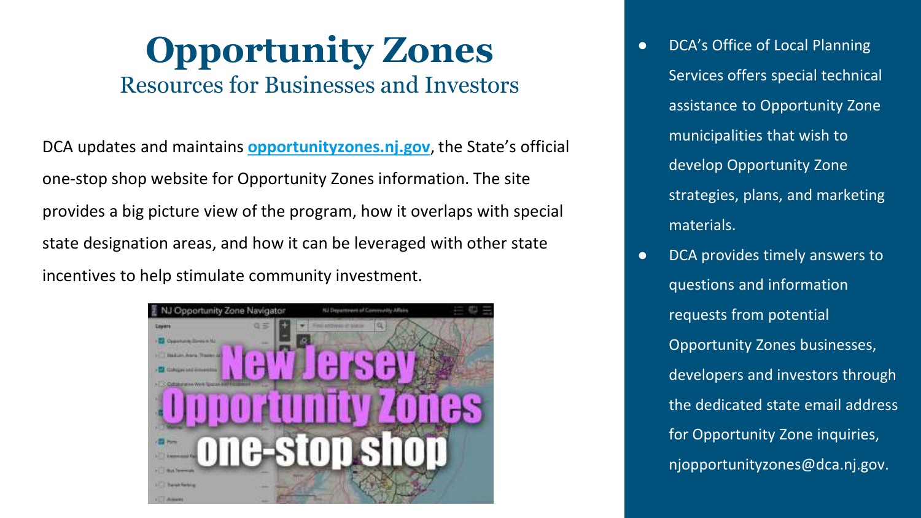# Opportunity Zones

## Resources for Businesses and Investors

DCA updates and maintains **[opportunityzones.nj.gov](opportunityzones.nj.gov)**, the State's official one-stop shop website for Opportunity Zones information. The site provides a big picture view of the program, how it overlaps with special state designation areas, and how it can be leveraged with other state incentives to help stimulate community investment.

- DCA's Office of Local Planning Services offers special technical assistance to Opportunity Zone municipalities that wish to develop Opportunity Zone strategies, plans, and marketing materials.
- DCA provides timely answers to questions and information requests from potential Opportunity Zones businesses, developers and investors through the dedicated state email address for Opportunity Zone inquiries, njopportunityzones@dca.nj.gov.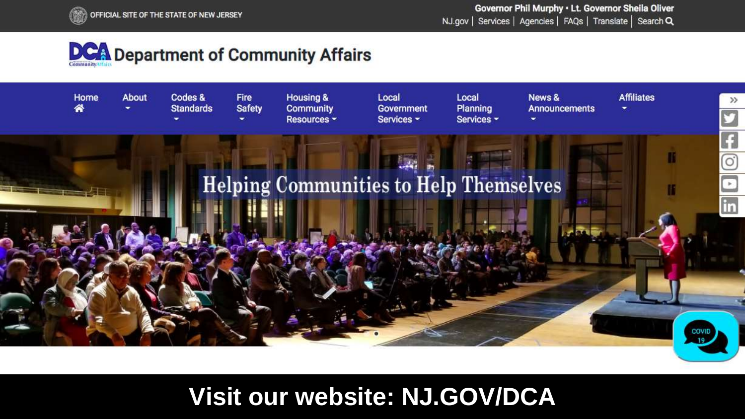OFFICIAL SITE OF THE STATE OF NEW JERSEY

Governor Phil Murphy • Lt. Governor Sheila Oliver

NJ.gov | Services | Agencies | FAQs | Translate | Search

# Department of Community Affairs

Home | About | Codes & Standards | Fire Safety | Housing & Community Resources | Local Government Services | Local Planning Services | News & Announcements | Affiliates

Helping Communities to Help Themselves

COVID 19

**Visit our website: NJ.GOV/DCA**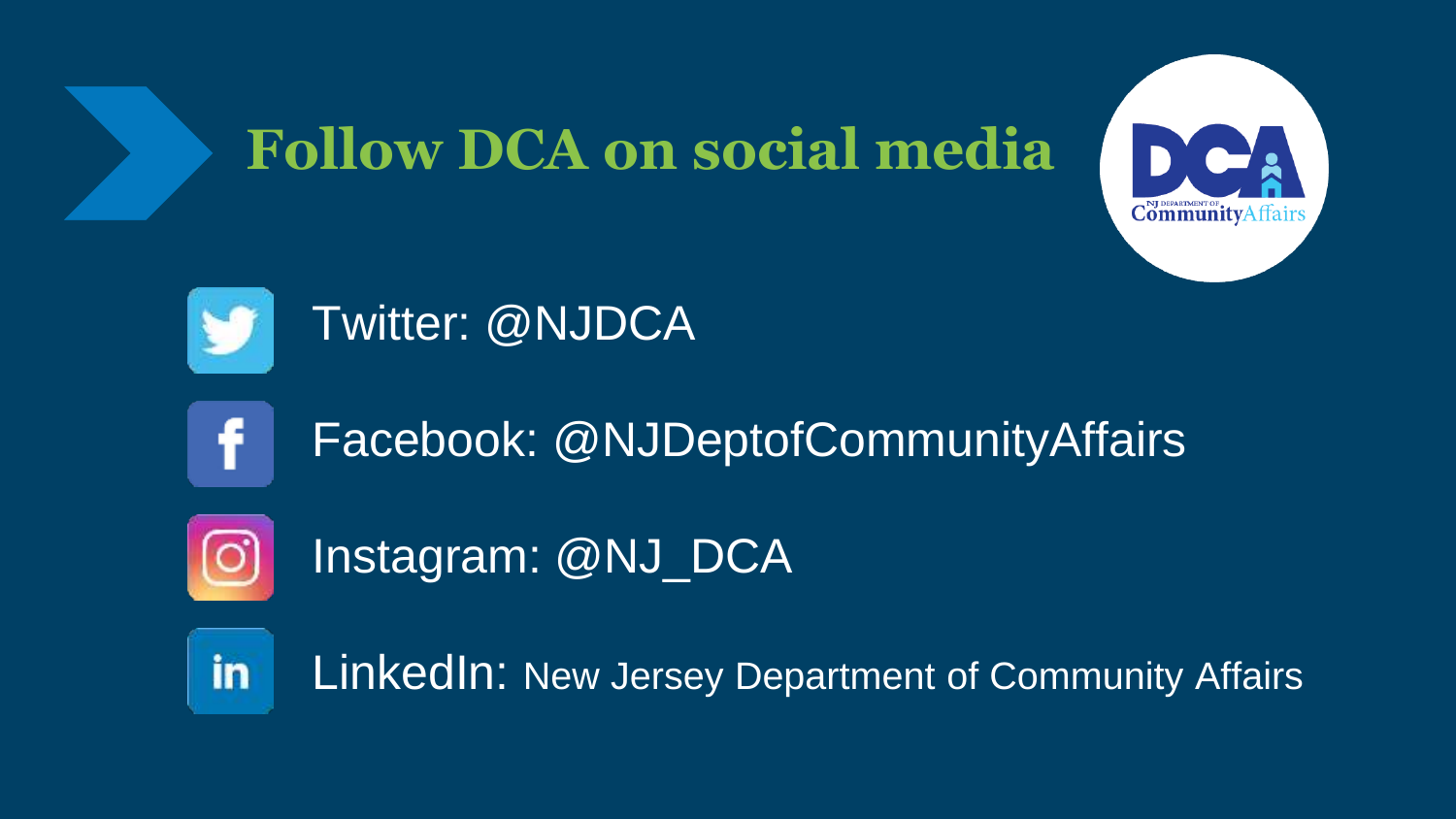# Follow DCA on social media

- Twitter: @NJDCA
- Facebook: @NJDeptofCommunityAffairs
- Instagram: @NJ_DCA
- LinkedIn: New Jersey Department of Community Affairs